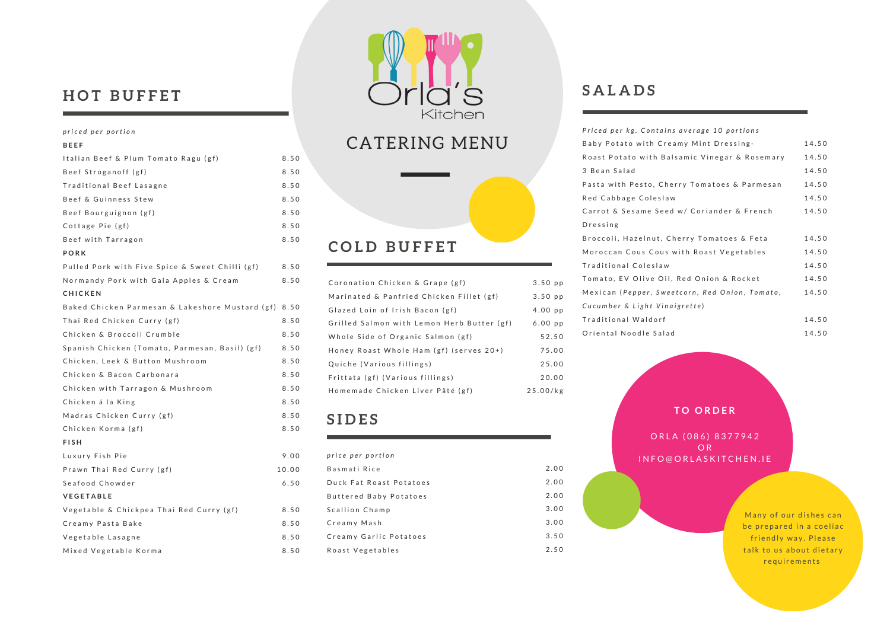# Orla's Kitchen

# CATERING MENU

## HOT BUFFET

*priced per portion*

**BEEF**

| Item | Price |
|---|---|
| Italian Beef & Plum Tomato Ragu (gf) | 8.50 |
| Beef Stroganoff (gf) | 8.50 |
| Traditional Beef Lasagne | 8.50 |
| Beef & Guinness Stew | 8.50 |
| Beef Bourguignon (gf) | 8.50 |
| Cottage Pie (gf) | 8.50 |
| Beef with Tarragon | 8.50 |

**PORK**

| Item | Price |
|---|---|
| Pulled Pork with Five Spice & Sweet Chilli (gf) | 8.50 |
| Normandy Pork with Gala Apples & Cream | 8.50 |

**CHICKEN**

| Item | Price |
|---|---|
| Baked Chicken Parmesan & Lakeshore Mustard (gf) | 8.50 |
| Thai Red Chicken Curry (gf) | 8.50 |
| Chicken & Broccoli Crumble | 8.50 |
| Spanish Chicken (Tomato, Parmesan, Basil) (gf) | 8.50 |
| Chicken, Leek & Button Mushroom | 8.50 |
| Chicken & Bacon Carbonara | 8.50 |
| Chicken with Tarragon & Mushroom | 8.50 |
| Chicken á la King | 8.50 |
| Madras Chicken Curry (gf) | 8.50 |
| Chicken Korma (gf) | 8.50 |

**FISH**

| Item | Price |
|---|---|
| Luxury Fish Pie | 9.00 |
| Prawn Thai Red Curry (gf) | 10.00 |
| Seafood Chowder | 6.50 |

**VEGETABLE**

| Item | Price |
|---|---|
| Vegetable & Chickpea Thai Red Curry (gf) | 8.50 |
| Creamy Pasta Bake | 8.50 |
| Vegetable Lasagne | 8.50 |
| Mixed Vegetable Korma | 8.50 |

## COLD BUFFET

| Item | Price |
|---|---|
| Coronation Chicken & Grape (gf) | 3.50 pp |
| Marinated & Panfried Chicken Fillet (gf) | 3.50 pp |
| Glazed Loin of Irish Bacon (gf) | 4.00 pp |
| Grilled Salmon with Lemon Herb Butter (gf) | 6.00 pp |
| Whole Side of Organic Salmon (gf) | 52.50 |
| Honey Roast Whole Ham (gf) (serves 20+) | 75.00 |
| Quiche (Various fillings) | 25.00 |
| Frittata (gf) (Various fillings) | 20.00 |
| Homemade Chicken Liver Pâté (gf) | 25.00/kg |

## SIDES

*price per portion*

| Item | Price |
|---|---|
| Basmati Rice | 2.00 |
| Duck Fat Roast Potatoes | 2.00 |
| Buttered Baby Potatoes | 2.00 |
| Scallion Champ | 3.00 |
| Creamy Mash | 3.00 |
| Creamy Garlic Potatoes | 3.50 |
| Roast Vegetables | 2.50 |

## SALADS

*Priced per kg. Contains average 10 portions*

| Item | Price |
|---|---|
| Baby Potato with Creamy Mint Dressing· | 14.50 |
| Roast Potato with Balsamic Vinegar & Rosemary | 14.50 |
| 3 Bean Salad | 14.50 |
| Pasta with Pesto, Cherry Tomatoes & Parmesan | 14.50 |
| Red Cabbage Coleslaw | 14.50 |
| Carrot & Sesame Seed w/ Coriander & French Dressing | 14.50 |
| Broccoli, Hazelnut, Cherry Tomatoes & Feta | 14.50 |
| Moroccan Cous Cous with Roast Vegetables | 14.50 |
| Traditional Coleslaw | 14.50 |
| Tomato, EV Olive Oil, Red Onion & Rocket | 14.50 |
| Mexican (*Pepper, Sweetcorn, Red Onion, Tomato, Cucumber & Light Vinaigrette*) | 14.50 |
| Traditional Waldorf | 14.50 |
| Oriental Noodle Salad | 14.50 |

**TO ORDER**

ORLA (086) 8377942
OR
INFO@ORLASKITCHEN.IE

Many of our dishes can be prepared in a coeliac friendly way. Please talk to us about dietary requirements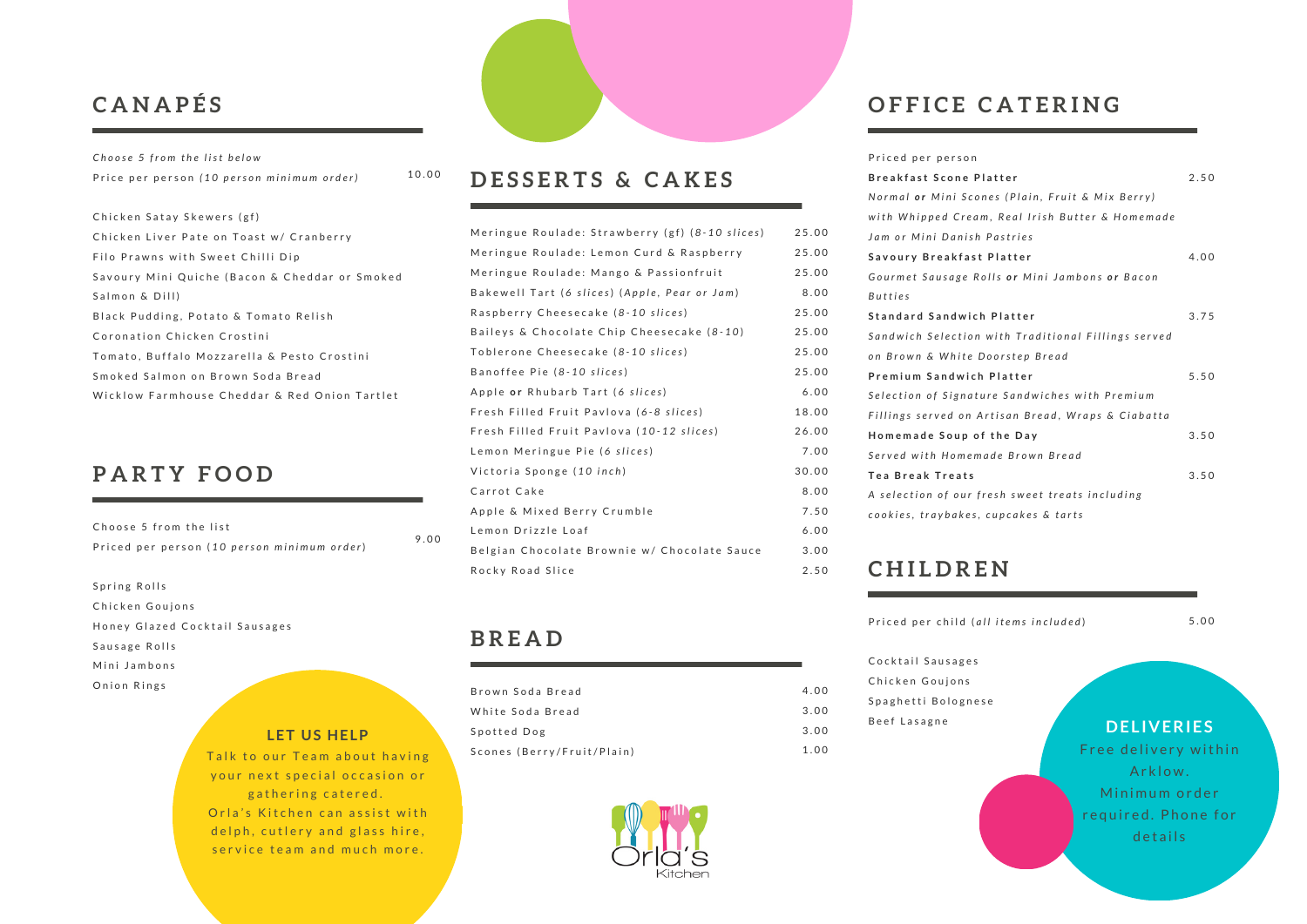## CANAPÉS

*Choose 5 from the list below*

Price per person (*10 person minimum order*) 10.00

Chicken Satay Skewers (gf)
Chicken Liver Pate on Toast w/ Cranberry
Filo Prawns with Sweet Chilli Dip
Savoury Mini Quiche (Bacon & Cheddar or Smoked Salmon & Dill)
Black Pudding, Potato & Tomato Relish
Coronation Chicken Crostini
Tomato, Buffalo Mozzarella & Pesto Crostini
Smoked Salmon on Brown Soda Bread
Wicklow Farmhouse Cheddar & Red Onion Tartlet

## PARTY FOOD

Choose 5 from the list
Priced per person (*10 person minimum order*) 9.00

Spring Rolls
Chicken Goujons
Honey Glazed Cocktail Sausages
Sausage Rolls
Mini Jambons
Onion Rings

**LET US HELP**

Talk to our Team about having your next special occasion or gathering catered.
Orla's Kitchen can assist with delph, cutlery and glass hire, service team and much more.

## DESSERTS & CAKES

| | |
|---|---|
| Meringue Roulade: Strawberry (gf) (*8-10 slices*) | 25.00 |
| Meringue Roulade: Lemon Curd & Raspberry | 25.00 |
| Meringue Roulade: Mango & Passionfruit | 25.00 |
| Bakewell Tart (*6 slices*) (*Apple, Pear or Jam*) | 8.00 |
| Raspberry Cheesecake (*8-10 slices*) | 25.00 |
| Baileys & Chocolate Chip Cheesecake (*8-10*) | 25.00 |
| Toblerone Cheesecake (*8-10 slices*) | 25.00 |
| Banoffee Pie (*8-10 slices*) | 25.00 |
| Apple **or** Rhubarb Tart (*6 slices*) | 6.00 |
| Fresh Filled Fruit Pavlova (*6-8 slices*) | 18.00 |
| Fresh Filled Fruit Pavlova (*10-12 slices*) | 26.00 |
| Lemon Meringue Pie (*6 slices*) | 7.00 |
| Victoria Sponge (*10 inch*) | 30.00 |
| Carrot Cake | 8.00 |
| Apple & Mixed Berry Crumble | 7.50 |
| Lemon Drizzle Loaf | 6.00 |
| Belgian Chocolate Brownie w/ Chocolate Sauce | 3.00 |
| Rocky Road Slice | 2.50 |

## BREAD

| | |
|---|---|
| Brown Soda Bread | 4.00 |
| White Soda Bread | 3.00 |
| Spotted Dog | 3.00 |
| Scones (Berry/Fruit/Plain) | 1.00 |

Orla's Kitchen

## OFFICE CATERING

Priced per person

**Breakfast Scone Platter** 2.50
*Normal **or** Mini Scones (Plain, Fruit & Mix Berry) with Whipped Cream, Real Irish Butter & Homemade Jam or Mini Danish Pastries*

**Savoury Breakfast Platter** 4.00
*Gourmet Sausage Rolls **or** Mini Jambons **or** Bacon Butties*

**Standard Sandwich Platter** 3.75
*Sandwich Selection with Traditional Fillings served on Brown & White Doorstep Bread*

**Premium Sandwich Platter** 5.50
*Selection of Signature Sandwiches with Premium Fillings served on Artisan Bread, Wraps & Ciabatta*

**Homemade Soup of the Day** 3.50
*Served with Homemade Brown Bread*

**Tea Break Treats** 3.50
*A selection of our fresh sweet treats including cookies, traybakes, cupcakes & tarts*

## CHILDREN

Priced per child (*all items included*) 5.00

Cocktail Sausages
Chicken Goujons
Spaghetti Bolognese
Beef Lasagne

**DELIVERIES**

Free delivery within Arklow.
Minimum order required. Phone for details